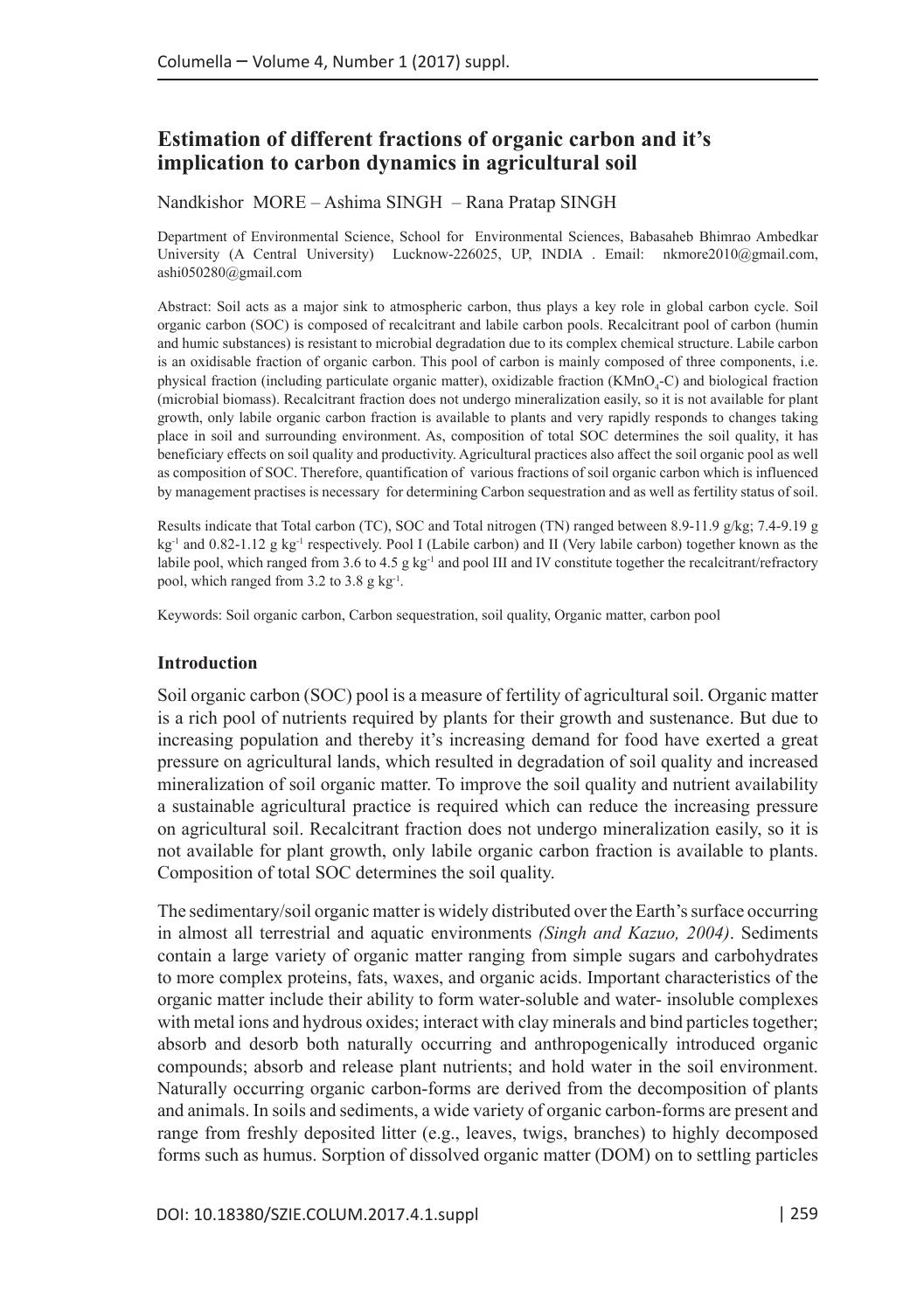# Estimation of different fractions of organic carbon and it's implication to carbon dynamics in agricultural soil

Nandkishor MORE – Ashima SINGH – Rana Pratap SINGH

Department of Environmental Science, School for Environmental Sciences, Babasaheb Bhimrao Ambedkar University (A Central University) Lucknow-226025, UP, INDIA . Email: nkmore2010@gmail.com, ashi050280@gmail.com

Abstract: Soil acts as a major sink to atmospheric carbon, thus plays a key role in global carbon cycle. Soil organic carbon (SOC) is composed of recalcitrant and labile carbon pools. Recalcitrant pool of carbon (humin and humic substances) is resistant to microbial degradation due to its complex chemical structure. Labile carbon is an oxidisable fraction of organic carbon. This pool of carbon is mainly composed of three components, i.e. physical fraction (including particulate organic matter), oxidizable fraction ($KMnO_4$-C) and biological fraction (microbial biomass). Recalcitrant fraction does not undergo mineralization easily, so it is not available for plant growth, only labile organic carbon fraction is available to plants and very rapidly responds to changes taking place in soil and surrounding environment. As, composition of total SOC determines the soil quality, it has beneficiary effects on soil quality and productivity. Agricultural practices also affect the soil organic pool as well as composition of SOC. Therefore, quantification of various fractions of soil organic carbon which is influenced by management practises is necessary for determining Carbon sequestration and as well as fertility status of soil.

Results indicate that Total carbon (TC), SOC and Total nitrogen (TN) ranged between 8.9-11.9 g/kg; 7.4-9.19 g $kg^{-1}$ and 0.82-1.12 g $kg^{-1}$ respectively. Pool I (Labile carbon) and II (Very labile carbon) together known as the labile pool, which ranged from 3.6 to 4.5 g $kg^{-1}$ and pool III and IV constitute together the recalcitrant/refractory pool, which ranged from 3.2 to 3.8 g $kg^{-1}$.

Keywords: Soil organic carbon, Carbon sequestration, soil quality, Organic matter, carbon pool

## Introduction

Soil organic carbon (SOC) pool is a measure of fertility of agricultural soil. Organic matter is a rich pool of nutrients required by plants for their growth and sustenance. But due to increasing population and thereby it's increasing demand for food have exerted a great pressure on agricultural lands, which resulted in degradation of soil quality and increased mineralization of soil organic matter. To improve the soil quality and nutrient availability a sustainable agricultural practice is required which can reduce the increasing pressure on agricultural soil. Recalcitrant fraction does not undergo mineralization easily, so it is not available for plant growth, only labile organic carbon fraction is available to plants. Composition of total SOC determines the soil quality.

The sedimentary/soil organic matter is widely distributed over the Earth's surface occurring in almost all terrestrial and aquatic environments *(Singh and Kazuo, 2004)*. Sediments contain a large variety of organic matter ranging from simple sugars and carbohydrates to more complex proteins, fats, waxes, and organic acids. Important characteristics of the organic matter include their ability to form water-soluble and water- insoluble complexes with metal ions and hydrous oxides; interact with clay minerals and bind particles together; absorb and desorb both naturally occurring and anthropogenically introduced organic compounds; absorb and release plant nutrients; and hold water in the soil environment. Naturally occurring organic carbon-forms are derived from the decomposition of plants and animals. In soils and sediments, a wide variety of organic carbon-forms are present and range from freshly deposited litter (e.g., leaves, twigs, branches) to highly decomposed forms such as humus. Sorption of dissolved organic matter (DOM) on to settling particles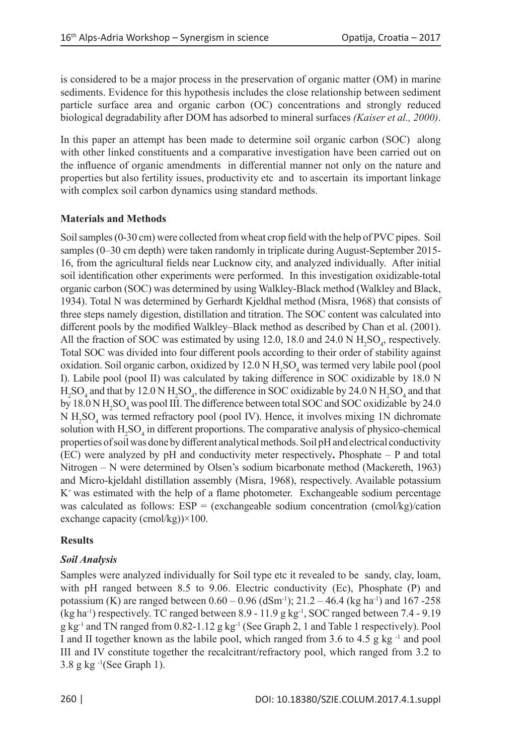is considered to be a major process in the preservation of organic matter (OM) in marine sediments. Evidence for this hypothesis includes the close relationship between sediment particle surface area and organic carbon (OC) concentrations and strongly reduced biological degradability after DOM has adsorbed to mineral surfaces *(Kaiser et al., 2000)*.

In this paper an attempt has been made to determine soil organic carbon (SOC) along with other linked constituents and a comparative investigation have been carried out on the influence of organic amendments in differential manner not only on the nature and properties but also fertility issues, productivity etc and to ascertain its important linkage with complex soil carbon dynamics using standard methods.

## Materials and Methods

Soil samples (0-30 cm) were collected from wheat crop field with the help of PVC pipes. Soil samples (0–30 cm depth) were taken randomly in triplicate during August-September 2015-16, from the agricultural fields near Lucknow city, and analyzed individually. After initial soil identification other experiments were performed. In this investigation oxidizable-total organic carbon (SOC) was determined by using Walkley-Black method (Walkley and Black, 1934). Total N was determined by Gerhardt Kjeldhal method (Misra, 1968) that consists of three steps namely digestion, distillation and titration. The SOC content was calculated into different pools by the modified Walkley–Black method as described by Chan et al. (2001). All the fraction of SOC was estimated by using 12.0, 18.0 and 24.0 N $H_2SO_4$, respectively. Total SOC was divided into four different pools according to their order of stability against oxidation. Soil organic carbon, oxidized by 12.0 N $H_2SO_4$ was termed very labile pool (pool I). Labile pool (pool II) was calculated by taking difference in SOC oxidizable by 18.0 N $H_2SO_4$ and that by 12.0 N $H_2SO_4$, the difference in SOC oxidizable by 24.0 N $H_2SO_4$ and that by 18.0 N $H_2SO_4$ was pool III. The difference between total SOC and SOC oxidizable by 24.0 N $H_2SO_4$ was termed refractory pool (pool IV). Hence, it involves mixing 1N dichromate solution with $H_2SO_4$ in different proportions. The comparative analysis of physico-chemical properties of soil was done by different analytical methods. Soil pH and electrical conductivity (EC) were analyzed by pH and conductivity meter respectively**.** Phosphate – P and total Nitrogen – N were determined by Olsen's sodium bicarbonate method (Mackereth, 1963) and Micro-kjeldahl distillation assembly (Misra, 1968), respectively. Available potassium $K^+$ was estimated with the help of a flame photometer. Exchangeable sodium percentage was calculated as follows: ESP = (exchangeable sodium concentration (cmol/kg)/cation exchange capacity (cmol/kg))×100.

## Results

### *Soil Analysis*

Samples were analyzed individually for Soil type etc it revealed to be sandy, clay, loam, with pH ranged between 8.5 to 9.06. Electric conductivity (Ec), Phosphate (P) and potassium (K) are ranged between 0.60 – 0.96 ($dSm^{-1}$); 21.2 – 46.4 ($kg\ ha^{-1}$) and 167 -258 ($kg\ ha^{-1}$) respectively. TC ranged between 8.9 - 11.9 $g\ kg^{-1}$, SOC ranged between 7.4 - 9.19 $g\ kg^{-1}$ and TN ranged from 0.82-1.12 $g\ kg^{-1}$ (See Graph 2, 1 and Table 1 respectively). Pool I and II together known as the labile pool, which ranged from 3.6 to 4.5 $g\ kg^{-1}$ and pool III and IV constitute together the recalcitrant/refractory pool, which ranged from 3.2 to 3.8 $g\ kg^{-1}$(See Graph 1).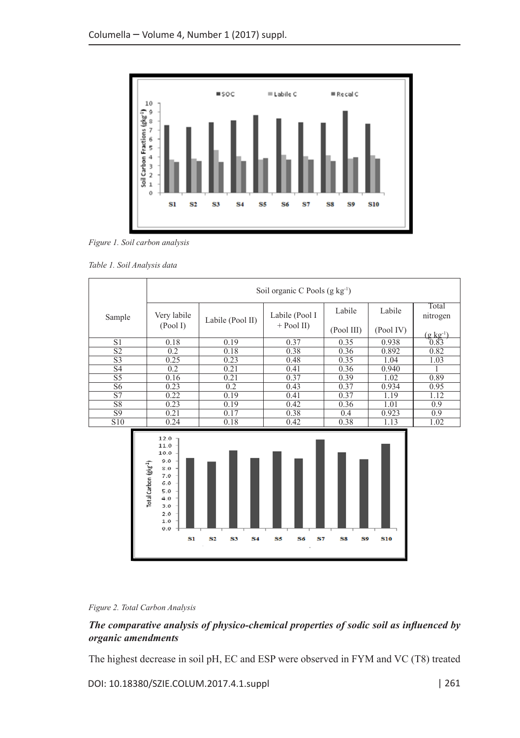■ SOC ■ Labile C ■ Recal C

Soil Carbon Fractions (gkg$^{-1}$)

10
9
8
7
6
5
4
3
2
1
0

S1 S2 S3 S4 S5 S6 S7 S8 S9 S10

*Figure 1. Soil carbon analysis*

*Table 1. Soil Analysis data*

| Sample | Soil organic C Pools (g kg$^{-1}$) | | | | | |
|---|---|---|---|---|---|---|
| | Very labile (Pool I) | Labile (Pool II) | Labile (Pool I + Pool II) | Labile (Pool III) | Labile (Pool IV) | Total nitrogen (g kg$^{-1}$) |
| S1 | 0.18 | 0.19 | 0.37 | 0.35 | 0.938 | 0.83 |
| S2 | 0.2 | 0.18 | 0.38 | 0.36 | 0.892 | 0.82 |
| S3 | 0.25 | 0.23 | 0.48 | 0.35 | 1.04 | 1.03 |
| S4 | 0.2 | 0.21 | 0.41 | 0.36 | 0.940 | 1 |
| S5 | 0.16 | 0.21 | 0.37 | 0.39 | 1.02 | 0.89 |
| S6 | 0.23 | 0.2 | 0.43 | 0.37 | 0.934 | 0.95 |
| S7 | 0.22 | 0.19 | 0.41 | 0.37 | 1.19 | 1.12 |
| S8 | 0.23 | 0.19 | 0.42 | 0.36 | 1.01 | 0.9 |
| S9 | 0.21 | 0.17 | 0.38 | 0.4 | 0.923 | 0.9 |
| S10 | 0.24 | 0.18 | 0.42 | 0.38 | 1.13 | 1.02 |

Total Carbon (gkg$^{-1}$)

12.0
11.0
10.0
9.0
8.0
7.0
6.0
5.0
4.0
3.0
2.0
1.0
0.0

S1 S2 S3 S4 S5 S6 S7 S8 S9 S10

*Figure 2. Total Carbon Analysis*

***The comparative analysis of physico-chemical properties of sodic soil as influenced by organic amendments***

The highest decrease in soil pH, EC and ESP were observed in FYM and VC (T8) treated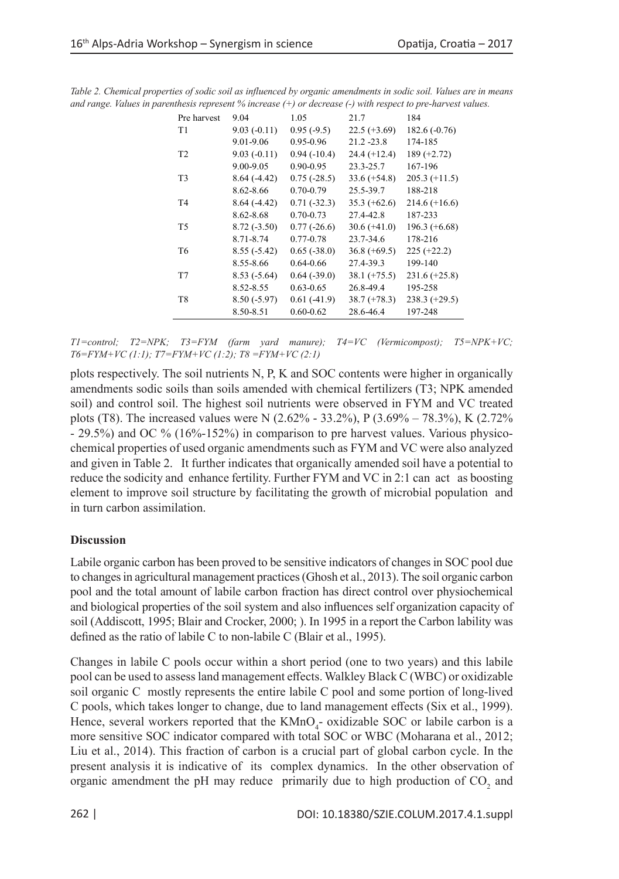*Table 2. Chemical properties of sodic soil as influenced by organic amendments in sodic soil. Values are in means and range. Values in parenthesis represent % increase (+) or decrease (-) with respect to pre-harvest values.*

| | | | | |
|---|---|---|---|---|
| Pre harvest | 9.04 | 1.05 | 21.7 | 184 |
| T1 | 9.03 (-0.11) | 0.95 (-9.5) | 22.5 (+3.69) | 182.6 (-0.76) |
| | 9.01-9.06 | 0.95-0.96 | 21.2 -23.8 | 174-185 |
| T2 | 9.03 (-0.11) | 0.94 (-10.4) | 24.4 (+12.4) | 189 (+2.72) |
| | 9.00-9.05 | 0.90-0.95 | 23.3-25.7 | 167-196 |
| T3 | 8.64 (-4.42) | 0.75 (-28.5) | 33.6 (+54.8) | 205.3 (+11.5) |
| | 8.62-8.66 | 0.70-0.79 | 25.5-39.7 | 188-218 |
| T4 | 8.64 (-4.42) | 0.71 (-32.3) | 35.3 (+62.6) | 214.6 (+16.6) |
| | 8.62-8.68 | 0.70-0.73 | 27.4-42.8 | 187-233 |
| T5 | 8.72 (-3.50) | 0.77 (-26.6) | 30.6 (+41.0) | 196.3 (+6.68) |
| | 8.71-8.74 | 0.77-0.78 | 23.7-34.6 | 178-216 |
| T6 | 8.55 (-5.42) | 0.65 (-38.0) | 36.8 (+69.5) | 225 (+22.2) |
| | 8.55-8.66 | 0.64-0.66 | 27.4-39.3 | 199-140 |
| T7 | 8.53 (-5.64) | 0.64 (-39.0) | 38.1 (+75.5) | 231.6 (+25.8) |
| | 8.52-8.55 | 0.63-0.65 | 26.8-49.4 | 195-258 |
| T8 | 8.50 (-5.97) | 0.61 (-41.9) | 38.7 (+78.3) | 238.3 (+29.5) |
| | 8.50-8.51 | 0.60-0.62 | 28.6-46.4 | 197-248 |

*T1=control; T2=NPK; T3=FYM (farm yard manure); T4=VC (Vermicompost); T5=NPK+VC; T6=FYM+VC (1:1); T7=FYM+VC (1:2); T8 =FYM+VC (2:1)*

plots respectively. The soil nutrients N, P, K and SOC contents were higher in organically amendments sodic soils than soils amended with chemical fertilizers (T3; NPK amended soil) and control soil. The highest soil nutrients were observed in FYM and VC treated plots (T8). The increased values were N (2.62% - 33.2%), P (3.69% – 78.3%), K (2.72% - 29.5%) and OC % (16%-152%) in comparison to pre harvest values. Various physico-chemical properties of used organic amendments such as FYM and VC were also analyzed and given in Table 2. It further indicates that organically amended soil have a potential to reduce the sodicity and enhance fertility. Further FYM and VC in 2:1 can act as boosting element to improve soil structure by facilitating the growth of microbial population and in turn carbon assimilation.

**Discussion**

Labile organic carbon has been proved to be sensitive indicators of changes in SOC pool due to changes in agricultural management practices (Ghosh et al., 2013). The soil organic carbon pool and the total amount of labile carbon fraction has direct control over physiochemical and biological properties of the soil system and also influences self organization capacity of soil (Addiscott, 1995; Blair and Crocker, 2000; ). In 1995 in a report the Carbon lability was defined as the ratio of labile C to non-labile C (Blair et al., 1995).

Changes in labile C pools occur within a short period (one to two years) and this labile pool can be used to assess land management effects. Walkley Black C (WBC) or oxidizable soil organic C mostly represents the entire labile C pool and some portion of long-lived C pools, which takes longer to change, due to land management effects (Six et al., 1999). Hence, several workers reported that the $KMnO_4$- oxidizable SOC or labile carbon is a more sensitive SOC indicator compared with total SOC or WBC (Moharana et al., 2012; Liu et al., 2014). This fraction of carbon is a crucial part of global carbon cycle. In the present analysis it is indicative of its complex dynamics. In the other observation of organic amendment the pH may reduce primarily due to high production of $CO_2$ and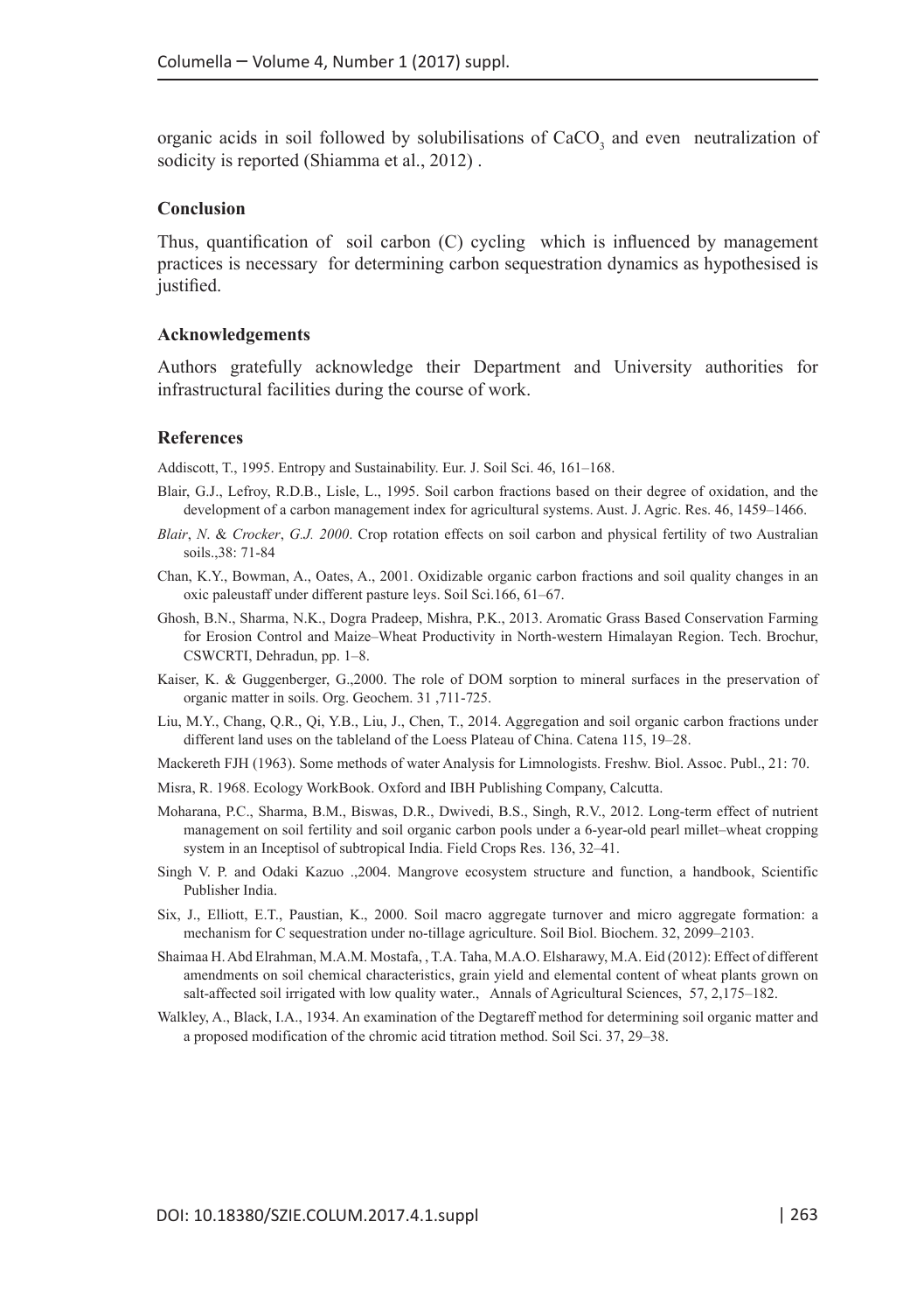organic acids in soil followed by solubilisations of $CaCO_3$ and even neutralization of sodicity is reported (Shiamma et al., 2012) .

## Conclusion

Thus, quantification of soil carbon (C) cycling which is influenced by management practices is necessary for determining carbon sequestration dynamics as hypothesised is justified.

## Acknowledgements

Authors gratefully acknowledge their Department and University authorities for infrastructural facilities during the course of work.

## References

Addiscott, T., 1995. Entropy and Sustainability. Eur. J. Soil Sci. 46, 161–168.

Blair, G.J., Lefroy, R.D.B., Lisle, L., 1995. Soil carbon fractions based on their degree of oxidation, and the development of a carbon management index for agricultural systems. Aust. J. Agric. Res. 46, 1459–1466.

*Blair*, *N*. & *Crocker*, *G.J. 2000*. Crop rotation effects on soil carbon and physical fertility of two Australian soils.,38: 71-84

Chan, K.Y., Bowman, A., Oates, A., 2001. Oxidizable organic carbon fractions and soil quality changes in an oxic paleustaff under different pasture leys. Soil Sci.166, 61–67.

Ghosh, B.N., Sharma, N.K., Dogra Pradeep, Mishra, P.K., 2013. Aromatic Grass Based Conservation Farming for Erosion Control and Maize–Wheat Productivity in North-western Himalayan Region. Tech. Brochur, CSWCRTI, Dehradun, pp. 1–8.

Kaiser, K. & Guggenberger, G.,2000. The role of DOM sorption to mineral surfaces in the preservation of organic matter in soils. Org. Geochem. 31 ,711-725.

Liu, M.Y., Chang, Q.R., Qi, Y.B., Liu, J., Chen, T., 2014. Aggregation and soil organic carbon fractions under different land uses on the tableland of the Loess Plateau of China. Catena 115, 19–28.

Mackereth FJH (1963). Some methods of water Analysis for Limnologists. Freshw. Biol. Assoc. Publ., 21: 70.

Misra, R. 1968. Ecology WorkBook. Oxford and IBH Publishing Company, Calcutta.

Moharana, P.C., Sharma, B.M., Biswas, D.R., Dwivedi, B.S., Singh, R.V., 2012. Long-term effect of nutrient management on soil fertility and soil organic carbon pools under a 6-year-old pearl millet–wheat cropping system in an Inceptisol of subtropical India. Field Crops Res. 136, 32–41.

Singh V. P. and Odaki Kazuo .,2004. Mangrove ecosystem structure and function, a handbook, Scientific Publisher India.

Six, J., Elliott, E.T., Paustian, K., 2000. Soil macro aggregate turnover and micro aggregate formation: a mechanism for C sequestration under no-tillage agriculture. Soil Biol. Biochem. 32, 2099–2103.

Shaimaa H. Abd Elrahman, M.A.M. Mostafa, , T.A. Taha, M.A.O. Elsharawy, M.A. Eid (2012): Effect of different amendments on soil chemical characteristics, grain yield and elemental content of wheat plants grown on salt-affected soil irrigated with low quality water., Annals of Agricultural Sciences, 57, 2,175–182.

Walkley, A., Black, I.A., 1934. An examination of the Degtareff method for determining soil organic matter and a proposed modification of the chromic acid titration method. Soil Sci. 37, 29–38.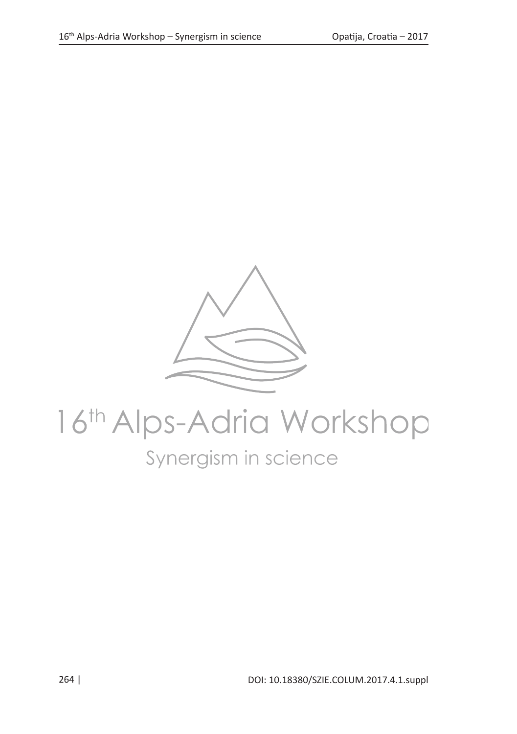16th Alps-Adria Workshop

Synergism in science